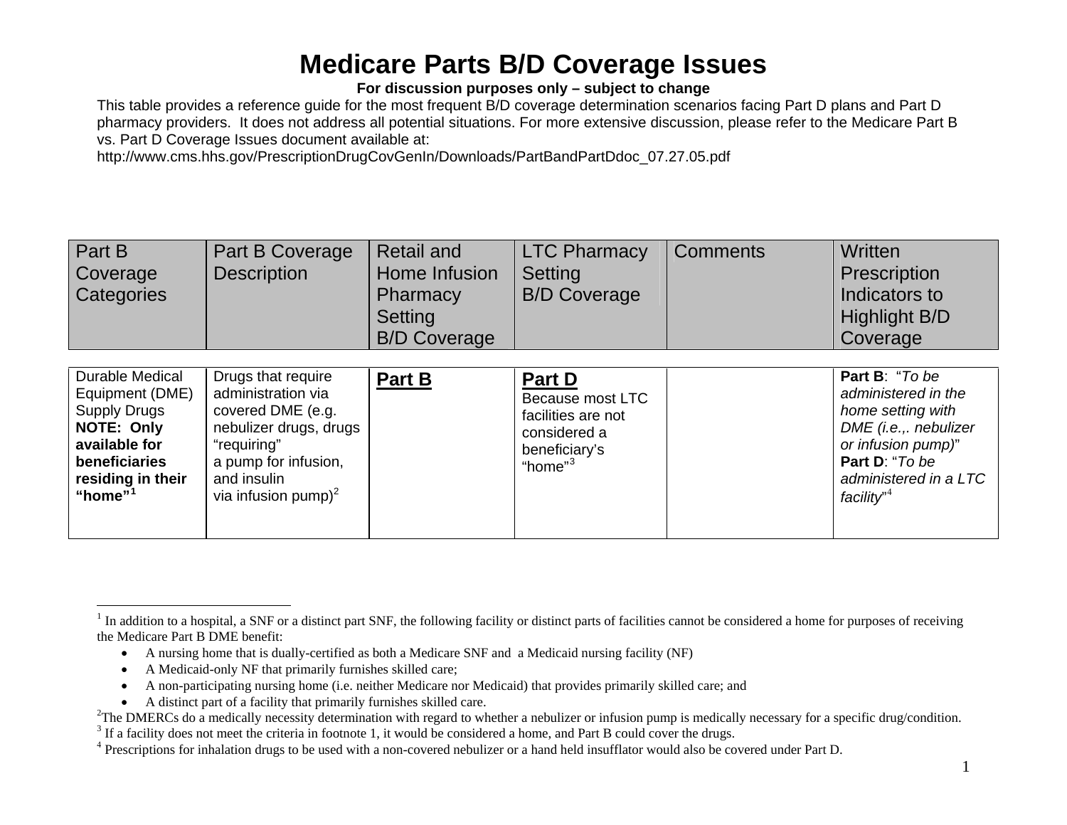# Medicare Parts B/D Coverage Issues

**For discussion purposes only – subject to change**

This table provides a reference guide for the most frequent B/D coverage determination scenarios facing Part D plans and Part D pharmacy providers. It does not address all potential situations. For more extensive discussion, please refer to the Medicare Part B vs. Part D Coverage Issues document available at: http://www.cms.hhs.gov/PrescriptionDrugCovGenIn/Downloads/PartBandPartDdoc_07.27.05.pdf

| Part B Coverage Categories | Part B Coverage Description | Retail and Home Infusion Pharmacy Setting B/D Coverage | LTC Pharmacy Setting B/D Coverage | Comments | Written Prescription Indicators to Highlight B/D Coverage |
|---|---|---|---|---|---|
| Durable Medical Equipment (DME) Supply Drugs **NOTE: Only available for beneficiaries residing in their "home"[1]** | Drugs that require administration via covered DME (e.g. nebulizer drugs, drugs "requiring" a pump for infusion, and insulin via infusion pump)[2] | **Part B** | **Part D** Because most LTC facilities are not considered a beneficiary's "home"[3] | | **Part B**: "*To be administered in the home setting with DME (i.e.,. nebulizer or infusion pump)*" **Part D**: "*To be administered in a LTC facility*"[4] |

[1] In addition to a hospital, a SNF or a distinct part SNF, the following facility or distinct parts of facilities cannot be considered a home for purposes of receiving the Medicare Part B DME benefit:

- A nursing home that is dually-certified as both a Medicare SNF and a Medicaid nursing facility (NF)
- A Medicaid-only NF that primarily furnishes skilled care;
- A non-participating nursing home (i.e. neither Medicare nor Medicaid) that provides primarily skilled care; and
- A distinct part of a facility that primarily furnishes skilled care.

[2] The DMERCs do a medically necessity determination with regard to whether a nebulizer or infusion pump is medically necessary for a specific drug/condition.

[3] If a facility does not meet the criteria in footnote 1, it would be considered a home, and Part B could cover the drugs.

[4] Prescriptions for inhalation drugs to be used with a non-covered nebulizer or a hand held insufflator would also be covered under Part D.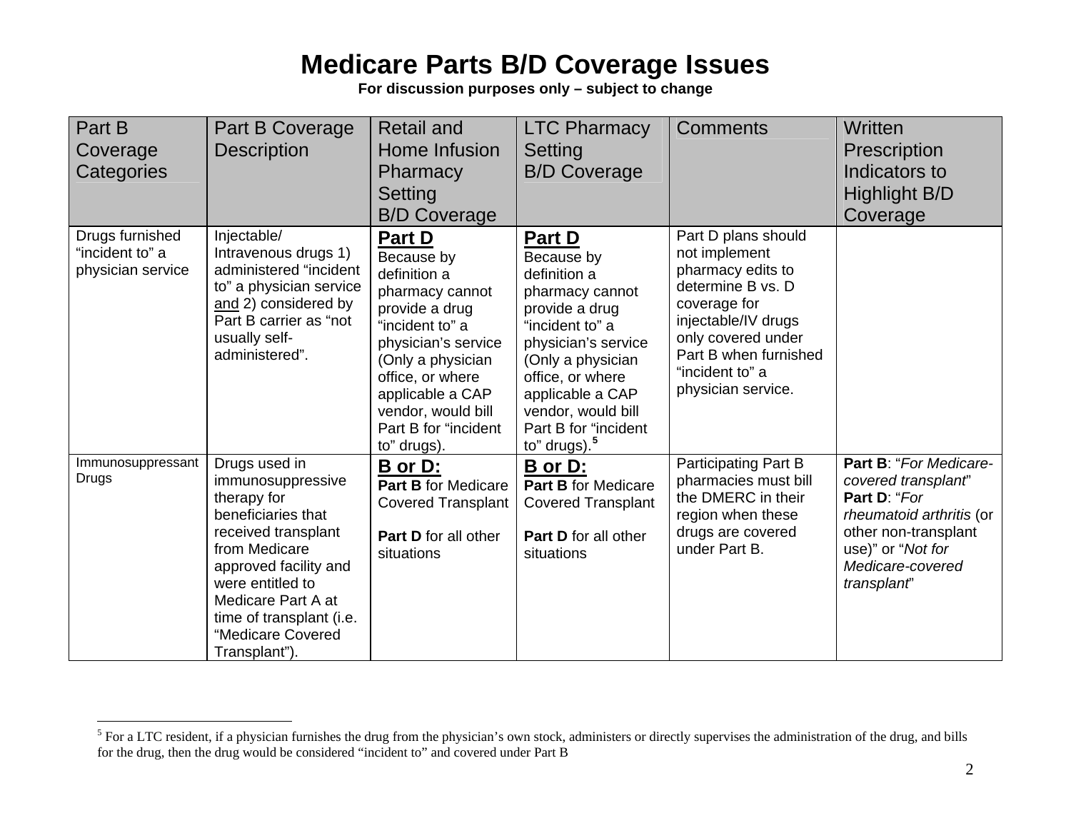# Medicare Parts B/D Coverage Issues

**For discussion purposes only – subject to change**

| Part B Coverage Categories | Part B Coverage Description | Retail and Home Infusion Pharmacy Setting B/D Coverage | LTC Pharmacy Setting B/D Coverage | Comments | Written Prescription Indicators to Highlight B/D Coverage |
|---|---|---|---|---|---|
| Drugs furnished "incident to" a physician service | Injectable/ Intravenous drugs 1) administered "incident to" a physician service and 2) considered by Part B carrier as "not usually self-administered". | **Part D** Because by definition a pharmacy cannot provide a drug "incident to" a physician's service (Only a physician office, or where applicable a CAP vendor, would bill Part B for "incident to" drugs). | **Part D** Because by definition a pharmacy cannot provide a drug "incident to" a physician's service (Only a physician office, or where applicable a CAP vendor, would bill Part B for "incident to" drugs).[5] | Part D plans should not implement pharmacy edits to determine B vs. D coverage for injectable/IV drugs only covered under Part B when furnished "incident to" a physician service. | |
| Immunosuppressant Drugs | Drugs used in immunosuppressive therapy for beneficiaries that received transplant from Medicare approved facility and were entitled to Medicare Part A at time of transplant (i.e. "Medicare Covered Transplant"). | **B or D:** **Part B** for Medicare Covered Transplant<br><br>**Part D** for all other situations | **B or D:** **Part B** for Medicare Covered Transplant<br><br>**Part D** for all other situations | Participating Part B pharmacies must bill the DMERC in their region when these drugs are covered under Part B. | **Part B**: "*For Medicare-covered transplant*" **Part D**: "*For rheumatoid arthritis* (or other non-transplant use)" or "*Not for Medicare-covered transplant*" |

[5] For a LTC resident, if a physician furnishes the drug from the physician's own stock, administers or directly supervises the administration of the drug, and bills for the drug, then the drug would be considered "incident to" and covered under Part B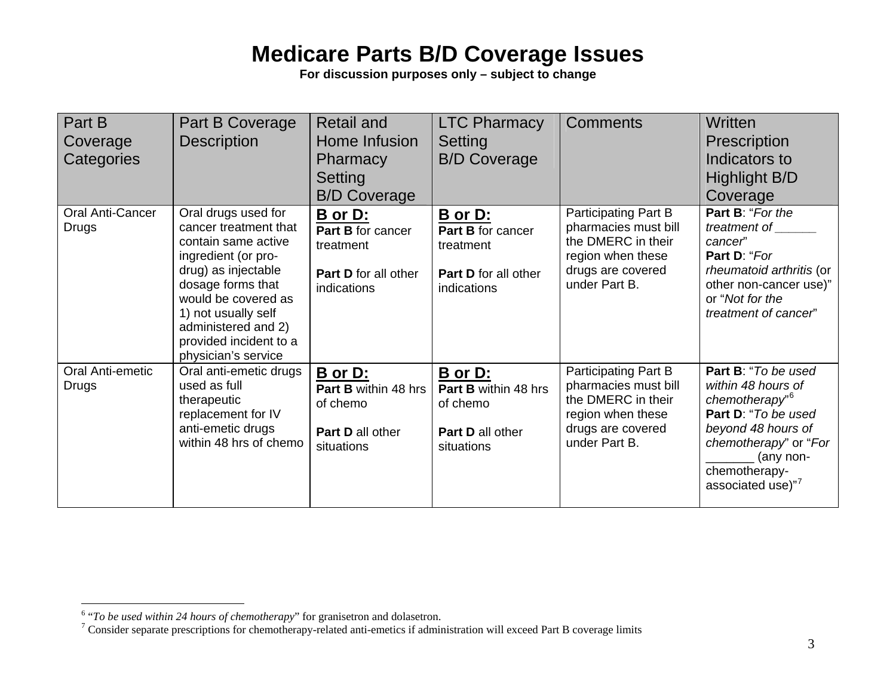# Medicare Parts B/D Coverage Issues

**For discussion purposes only – subject to change**

| Part B Coverage Categories | Part B Coverage Description | Retail and Home Infusion Pharmacy Setting B/D Coverage | LTC Pharmacy Setting B/D Coverage | Comments | Written Prescription Indicators to Highlight B/D Coverage |
|---|---|---|---|---|---|
| Oral Anti-Cancer Drugs | Oral drugs used for cancer treatment that contain same active ingredient (or pro-drug) as injectable dosage forms that would be covered as 1) not usually self administered and 2) provided incident to a physician's service | **B or D:** **Part B** for cancer treatment<br><br>**Part D** for all other indications | **B or D:** **Part B** for cancer treatment<br><br>**Part D** for all other indications | Participating Part B pharmacies must bill the DMERC in their region when these drugs are covered under Part B. | **Part B**: "*For the treatment of ______ cancer*"<br>**Part D**: "*For rheumatoid arthritis* (or other non-cancer use)" or "*Not for the treatment of cancer*" |
| Oral Anti-emetic Drugs | Oral anti-emetic drugs used as full therapeutic replacement for IV anti-emetic drugs within 48 hrs of chemo | **B or D:** **Part B** within 48 hrs of chemo<br><br>**Part D** all other situations | **B or D:** **Part B** within 48 hrs of chemo<br><br>**Part D** all other situations | Participating Part B pharmacies must bill the DMERC in their region when these drugs are covered under Part B. | **Part B**: "*To be used within 48 hours of chemotherapy*"[6]<br>**Part D**: "*To be used beyond 48 hours of chemotherapy*" or "*For* _______ (any non-chemotherapy-associated use)"[7] |

---

[6] "*To be used within 24 hours of chemotherapy*" for granisetron and dolasetron.

[7] Consider separate prescriptions for chemotherapy-related anti-emetics if administration will exceed Part B coverage limits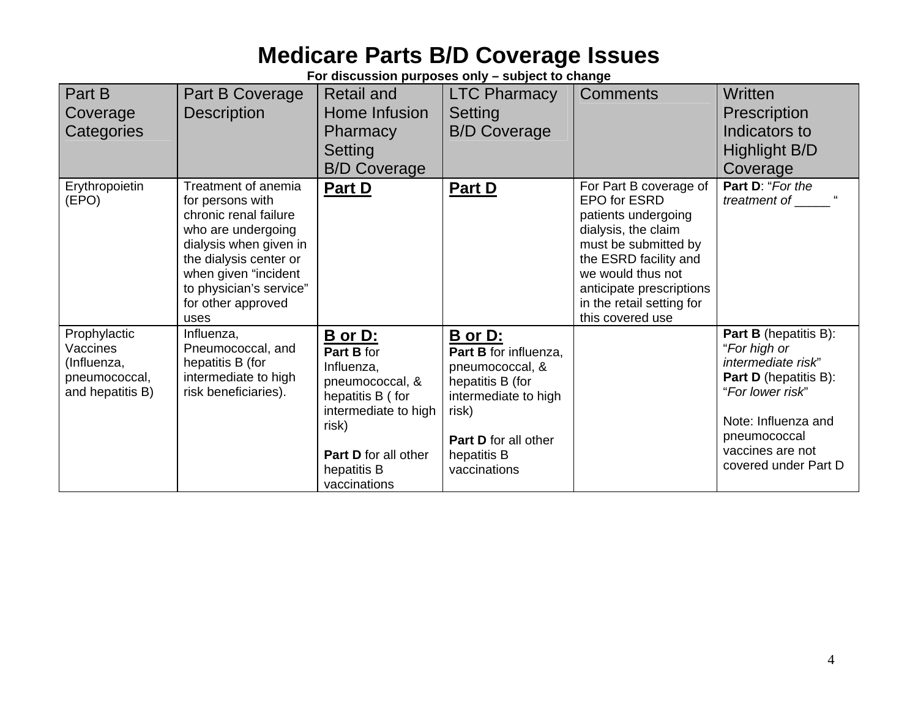# Medicare Parts B/D Coverage Issues

**For discussion purposes only – subject to change**

| Part B Coverage Categories | Part B Coverage Description | Retail and Home Infusion Pharmacy Setting B/D Coverage | LTC Pharmacy Setting B/D Coverage | Comments | Written Prescription Indicators to Highlight B/D Coverage |
|---|---|---|---|---|---|
| Erythropoietin (EPO) | Treatment of anemia for persons with chronic renal failure who are undergoing dialysis when given in the dialysis center or when given "incident to physician's service" for other approved uses | **Part D** | **Part D** | For Part B coverage of EPO for ESRD patients undergoing dialysis, the claim must be submitted by the ESRD facility and we would thus not anticipate prescriptions in the retail setting for this covered use | **Part D**: "*For the treatment of* _____ " |
| Prophylactic Vaccines (Influenza, pneumococcal, and hepatitis B) | Influenza, Pneumococcal, and hepatitis B (for intermediate to high risk beneficiaries). | **B or D:** **Part B** for Influenza, pneumococcal, & hepatitis B ( for intermediate to high risk) **Part D** for all other hepatitis B vaccinations | **B or D:** **Part B** for influenza, pneumococcal, & hepatitis B (for intermediate to high risk) **Part D** for all other hepatitis B vaccinations | | **Part B** (hepatitis B): "*For high or intermediate risk*" **Part D** (hepatitis B): "*For lower risk*" Note: Influenza and pneumococcal vaccines are not covered under Part D |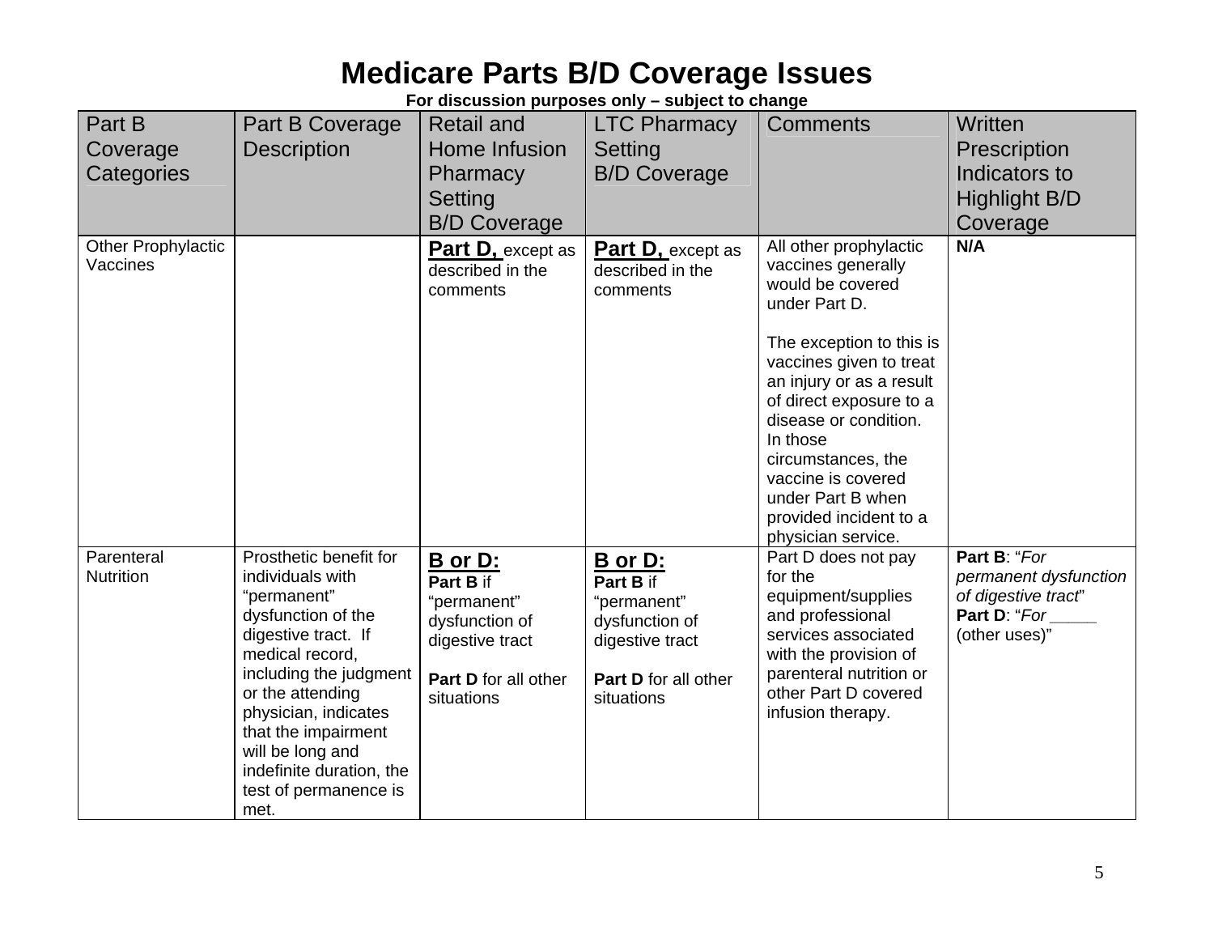# Medicare Parts B/D Coverage Issues

**For discussion purposes only – subject to change**

| Part B Coverage Categories | Part B Coverage Description | Retail and Home Infusion Pharmacy Setting B/D Coverage | LTC Pharmacy Setting B/D Coverage | Comments | Written Prescription Indicators to Highlight B/D Coverage |
|---|---|---|---|---|---|
| Other Prophylactic Vaccines | | **Part D,** except as described in the comments | **Part D,** except as described in the comments | All other prophylactic vaccines generally would be covered under Part D.<br><br>The exception to this is vaccines given to treat an injury or as a result of direct exposure to a disease or condition. In those circumstances, the vaccine is covered under Part B when provided incident to a physician service. | **N/A** |
| Parenteral Nutrition | Prosthetic benefit for individuals with "permanent" dysfunction of the digestive tract. If medical record, including the judgment or the attending physician, indicates that the impairment will be long and indefinite duration, the test of permanence is met. | **B or D:**<br>**Part B** if "permanent" dysfunction of digestive tract<br><br>**Part D** for all other situations | **B or D:**<br>**Part B** if "permanent" dysfunction of digestive tract<br><br>**Part D** for all other situations | Part D does not pay for the equipment/supplies and professional services associated with the provision of parenteral nutrition or other Part D covered infusion therapy. | **Part B**: "*For permanent dysfunction of digestive tract*"<br>**Part D**: "*For _____* (other uses)" |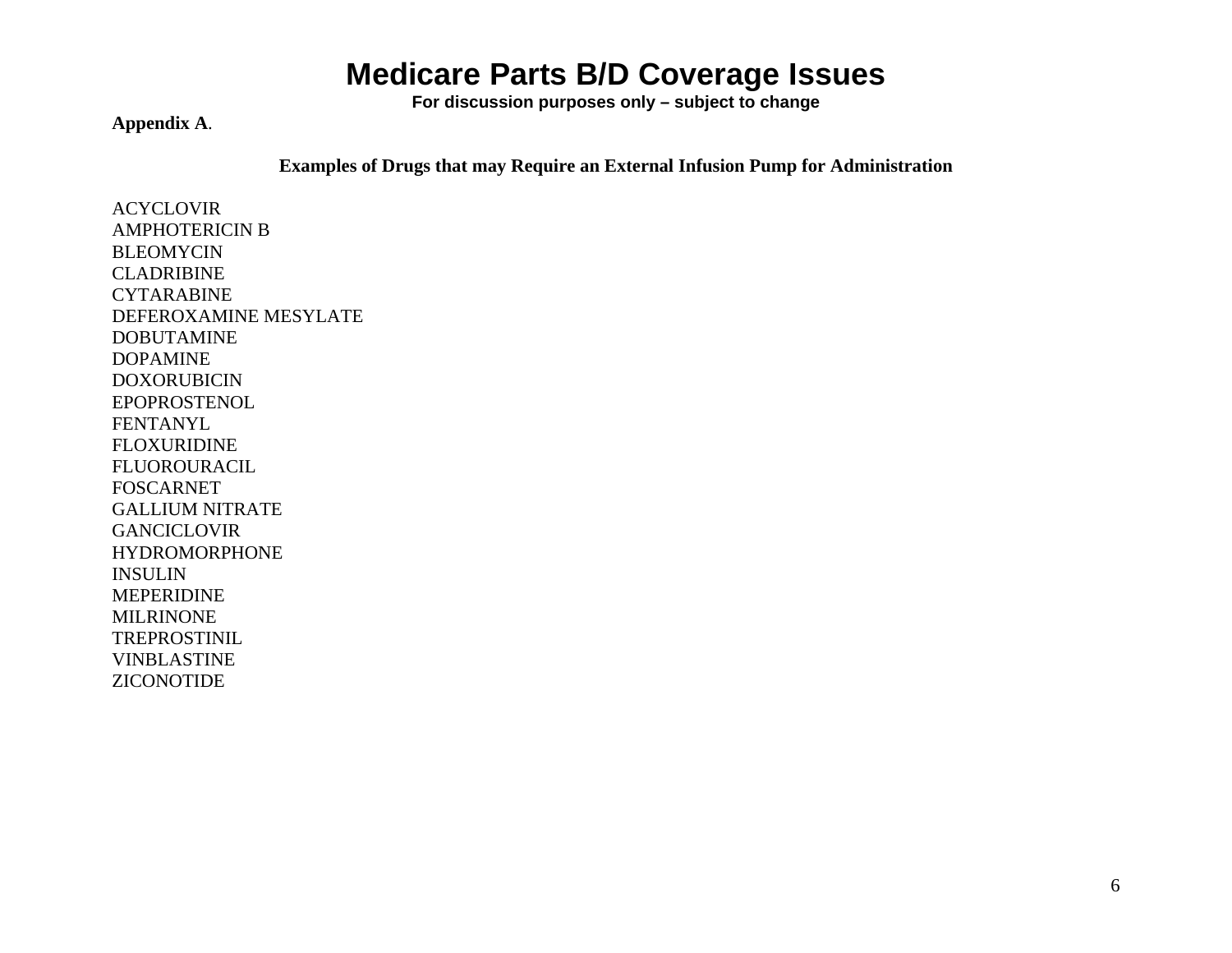# Medicare Parts B/D Coverage Issues

**For discussion purposes only – subject to change**

**Appendix A**.

**Examples of Drugs that may Require an External Infusion Pump for Administration**

ACYCLOVIR
AMPHOTERICIN B
BLEOMYCIN
CLADRIBINE
CYTARABINE
DEFEROXAMINE MESYLATE
DOBUTAMINE
DOPAMINE
DOXORUBICIN
EPOPROSTENOL
FENTANYL
FLOXURIDINE
FLUOROURACIL
FOSCARNET
GALLIUM NITRATE
GANCICLOVIR
HYDROMORPHONE
INSULIN
MEPERIDINE
MILRINONE
TREPROSTINIL
VINBLASTINE
ZICONOTIDE